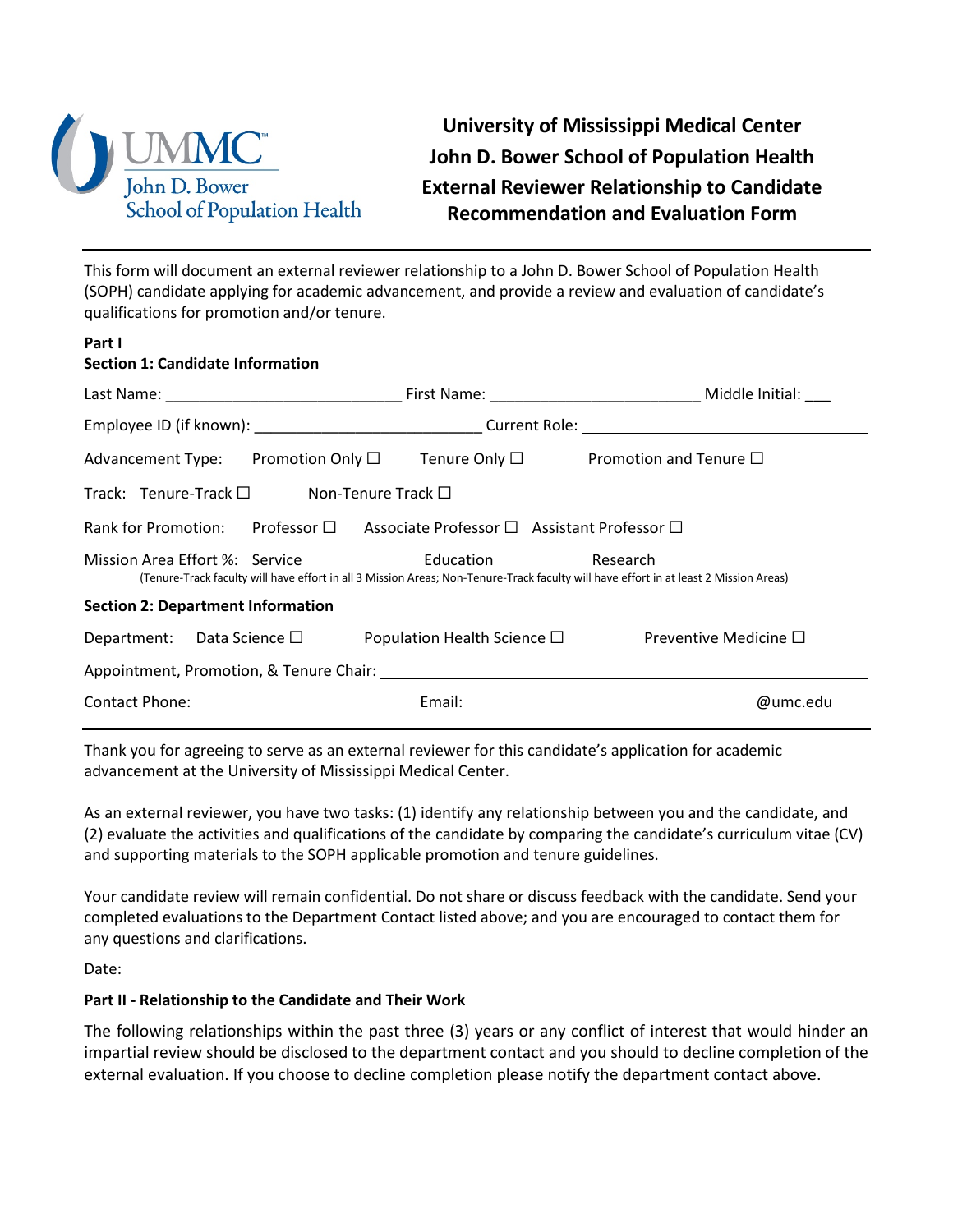# University of Mississippi Medical Center
# John D. Bower School of Population Health
# External Reviewer Relationship to Candidate Recommendation and Evaluation Form

This form will document an external reviewer relationship to a John D. Bower School of Population Health (SOPH) candidate applying for academic advancement, and provide a review and evaluation of candidate's qualifications for promotion and/or tenure.

**Part I**

**Section 1: Candidate Information**

Last Name: ____________________________ First Name: _________________________ Middle Initial: ___

Employee ID (if known): ___________________________ Current Role: ___________________________

Advancement Type: Promotion Only ☐ Tenure Only ☐ Promotion and Tenure ☐

Track: Tenure-Track ☐ Non-Tenure Track ☐

Rank for Promotion: Professor ☐ Associate Professor ☐ Assistant Professor ☐

Mission Area Effort %: Service ______________ Education ___________ Research ___________

(Tenure-Track faculty will have effort in all 3 Mission Areas; Non-Tenure-Track faculty will have effort in at least 2 Mission Areas)

**Section 2: Department Information**

Department: Data Science ☐ Population Health Science ☐ Preventive Medicine ☐

Appointment, Promotion, & Tenure Chair: ___________________________

Contact Phone: ____________________ Email: ________________________________@umc.edu

Thank you for agreeing to serve as an external reviewer for this candidate's application for academic advancement at the University of Mississippi Medical Center.

As an external reviewer, you have two tasks: (1) identify any relationship between you and the candidate, and (2) evaluate the activities and qualifications of the candidate by comparing the candidate's curriculum vitae (CV) and supporting materials to the SOPH applicable promotion and tenure guidelines.

Your candidate review will remain confidential. Do not share or discuss feedback with the candidate. Send your completed evaluations to the Department Contact listed above; and you are encouraged to contact them for any questions and clarifications.

Date: _______________

**Part II - Relationship to the Candidate and Their Work**

The following relationships within the past three (3) years or any conflict of interest that would hinder an impartial review should be disclosed to the department contact and you should to decline completion of the external evaluation. If you choose to decline completion please notify the department contact above.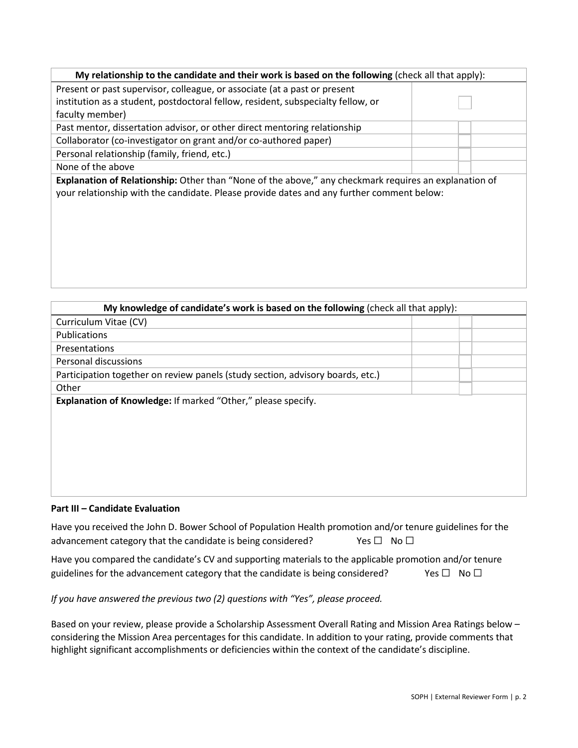| **My relationship to the candidate and their work is based on the following** (check all that apply): | |
|---|---|
| Present or past supervisor, colleague, or associate (at a past or present institution as a student, postdoctoral fellow, resident, subspecialty fellow, or faculty member) | ☐ |
| Past mentor, dissertation advisor, or other direct mentoring relationship | ☐ |
| Collaborator (co-investigator on grant and/or co-authored paper) | ☐ |
| Personal relationship (family, friend, etc.) | ☐ |
| None of the above | ☐ |
| **Explanation of Relationship:** Other than "None of the above," any checkmark requires an explanation of your relationship with the candidate. Please provide dates and any further comment below: | |

| **My knowledge of candidate's work is based on the following** (check all that apply): | |
|---|---|
| Curriculum Vitae (CV) | ☐ |
| Publications | ☐ |
| Presentations | ☐ |
| Personal discussions | ☐ |
| Participation together on review panels (study section, advisory boards, etc.) | ☐ |
| Other | ☐ |
| **Explanation of Knowledge:** If marked "Other," please specify. | |

**Part III – Candidate Evaluation**

Have you received the John D. Bower School of Population Health promotion and/or tenure guidelines for the advancement category that the candidate is being considered? Yes ☐ No ☐

Have you compared the candidate's CV and supporting materials to the applicable promotion and/or tenure guidelines for the advancement category that the candidate is being considered? Yes ☐ No ☐

*If you have answered the previous two (2) questions with "Yes", please proceed.*

Based on your review, please provide a Scholarship Assessment Overall Rating and Mission Area Ratings below – considering the Mission Area percentages for this candidate. In addition to your rating, provide comments that highlight significant accomplishments or deficiencies within the context of the candidate's discipline.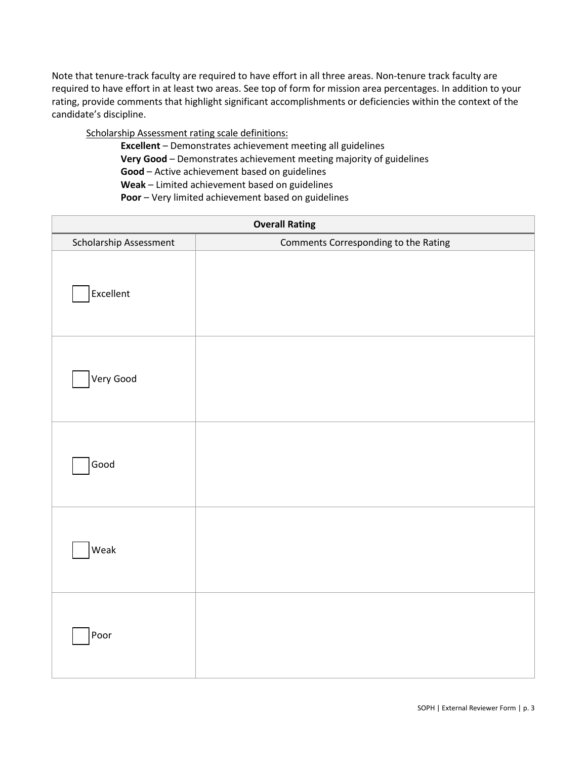Note that tenure-track faculty are required to have effort in all three areas. Non-tenure track faculty are required to have effort in at least two areas. See top of form for mission area percentages. In addition to your rating, provide comments that highlight significant accomplishments or deficiencies within the context of the candidate's discipline.

<u>Scholarship Assessment rating scale definitions:</u>

- **Excellent** – Demonstrates achievement meeting all guidelines
- **Very Good** – Demonstrates achievement meeting majority of guidelines
- **Good** – Active achievement based on guidelines
- **Weak** – Limited achievement based on guidelines
- **Poor** – Very limited achievement based on guidelines

| **Overall Rating** | |
|---|---|
| Scholarship Assessment | Comments Corresponding to the Rating |
| ☐ Excellent | |
| ☐ Very Good | |
| ☐ Good | |
| ☐ Weak | |
| ☐ Poor | |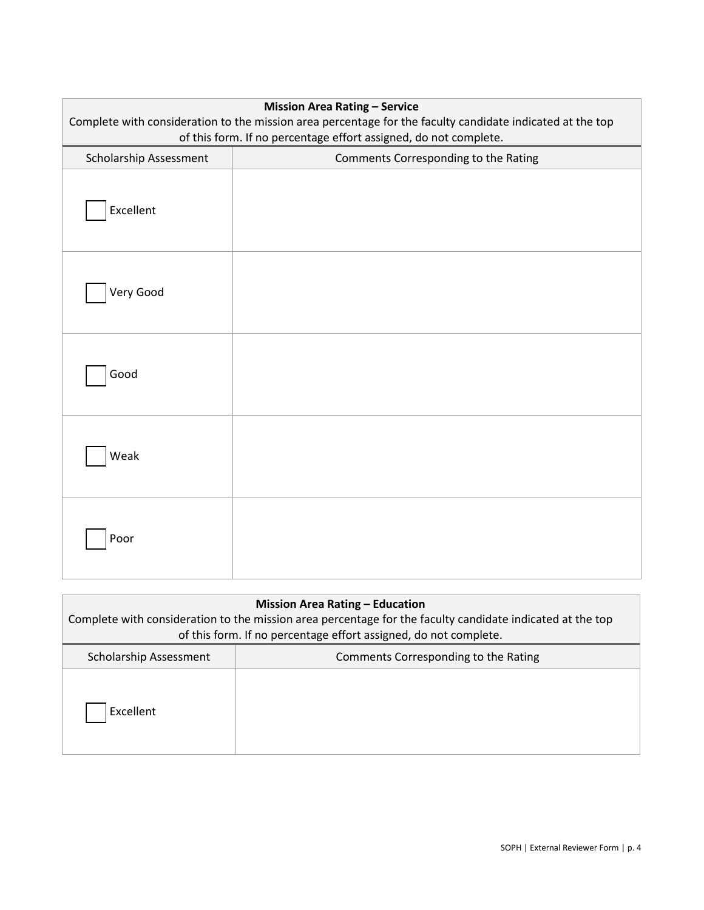| **Mission Area Rating – Service**<br>Complete with consideration to the mission area percentage for the faculty candidate indicated at the top of this form. If no percentage effort assigned, do not complete. | |
|---|---|
| Scholarship Assessment | Comments Corresponding to the Rating |
| ☐ Excellent | |
| ☐ Very Good | |
| ☐ Good | |
| ☐ Weak | |
| ☐ Poor | |

| **Mission Area Rating – Education**<br>Complete with consideration to the mission area percentage for the faculty candidate indicated at the top of this form. If no percentage effort assigned, do not complete. | |
|---|---|
| Scholarship Assessment | Comments Corresponding to the Rating |
| ☐ Excellent | |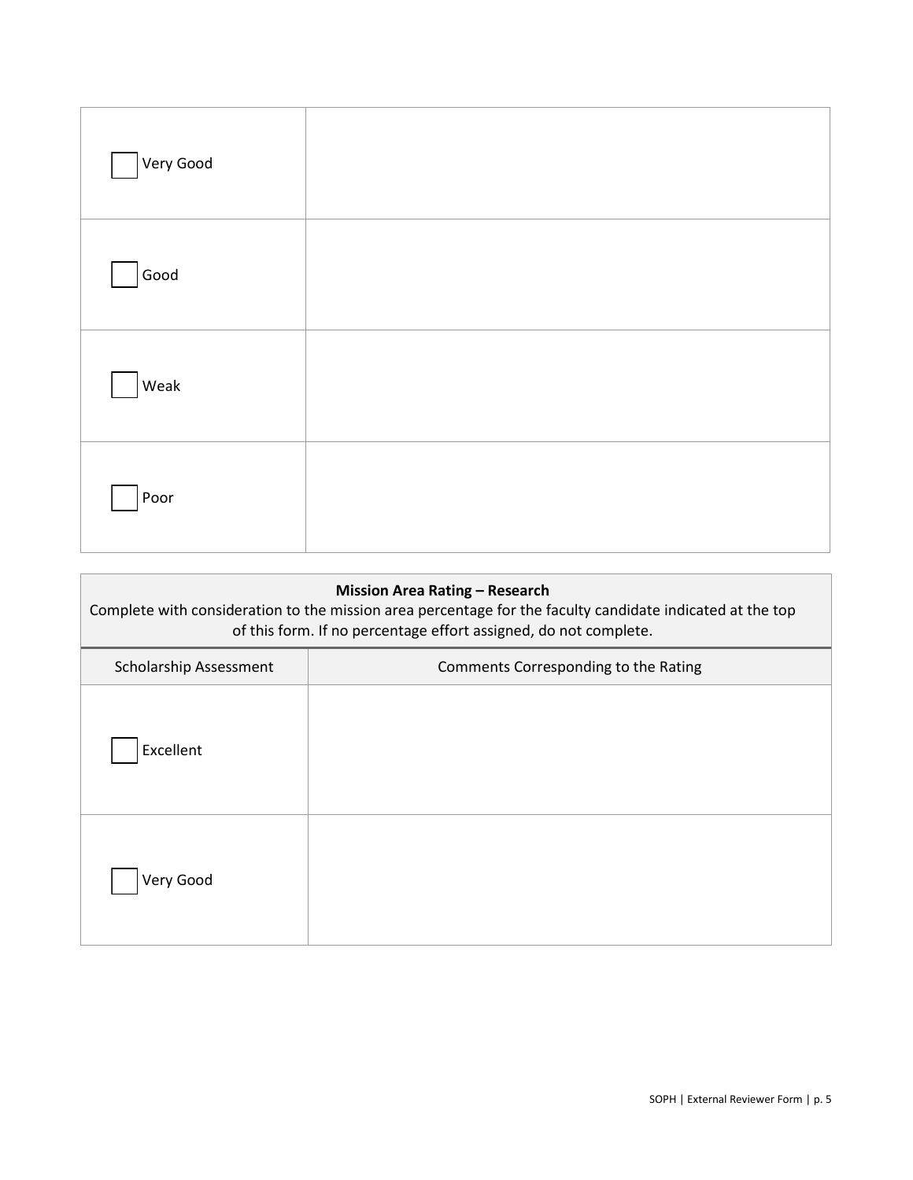| | |
|---|---|
| ☐ Very Good | |
| ☐ Good | |
| ☐ Weak | |
| ☐ Poor | |

**Mission Area Rating – Research**

Complete with consideration to the mission area percentage for the faculty candidate indicated at the top of this form. If no percentage effort assigned, do not complete.

| Scholarship Assessment | Comments Corresponding to the Rating |
|---|---|
| ☐ Excellent | |
| ☐ Very Good | |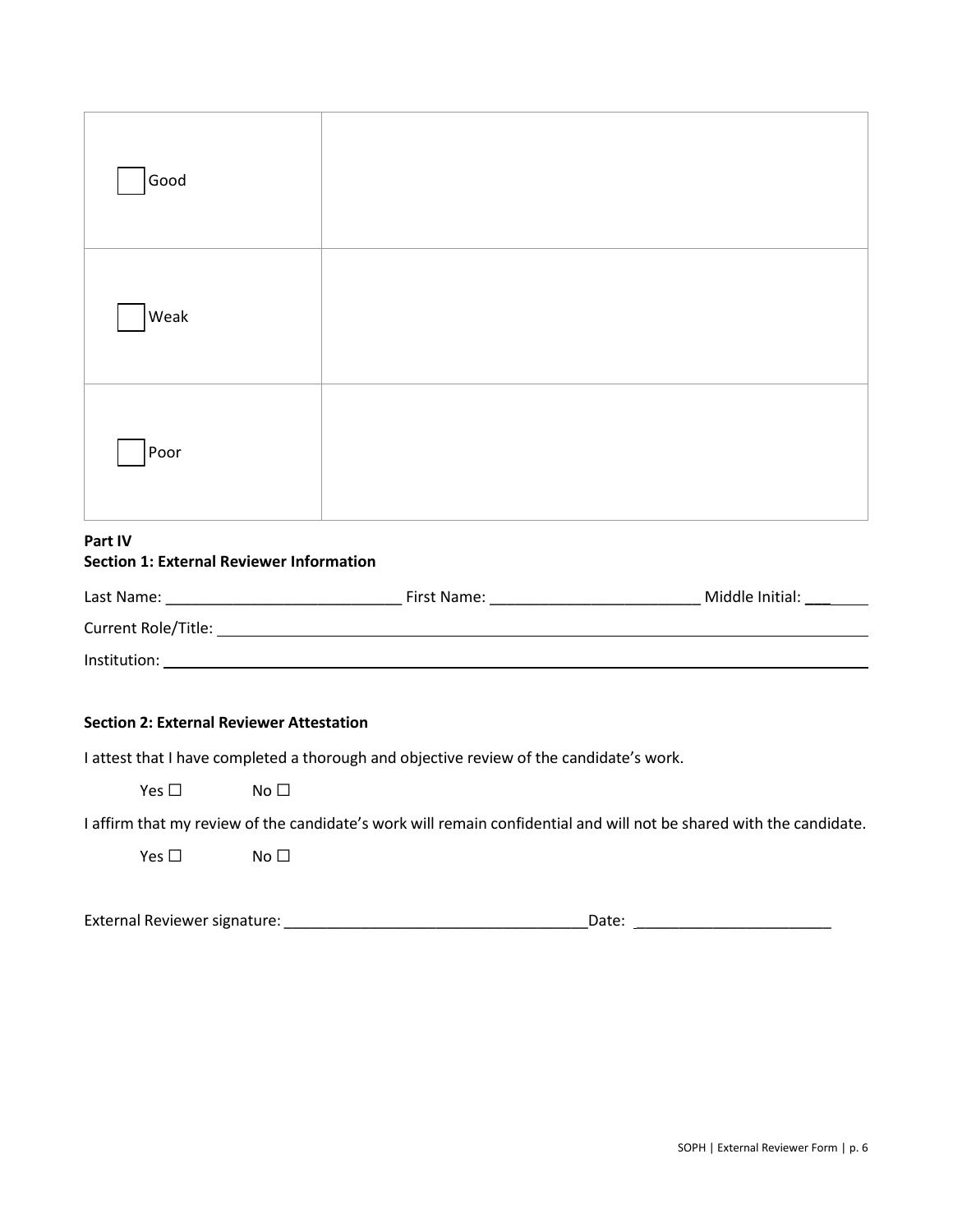| | |
|---|---|
| ☐ Good | |
| ☐ Weak | |
| ☐ Poor | |

**Part IV**

**Section 1: External Reviewer Information**

Last Name: ____________________________ First Name: _________________________ Middle Initial: ___

Current Role/Title: ______________________________________________________________

Institution: _____________________________________________________________________

**Section 2: External Reviewer Attestation**

I attest that I have completed a thorough and objective review of the candidate's work.

Yes ☐ No ☐

I affirm that my review of the candidate's work will remain confidential and will not be shared with the candidate.

Yes ☐ No ☐

External Reviewer signature: ___________________________________Date: _______________________